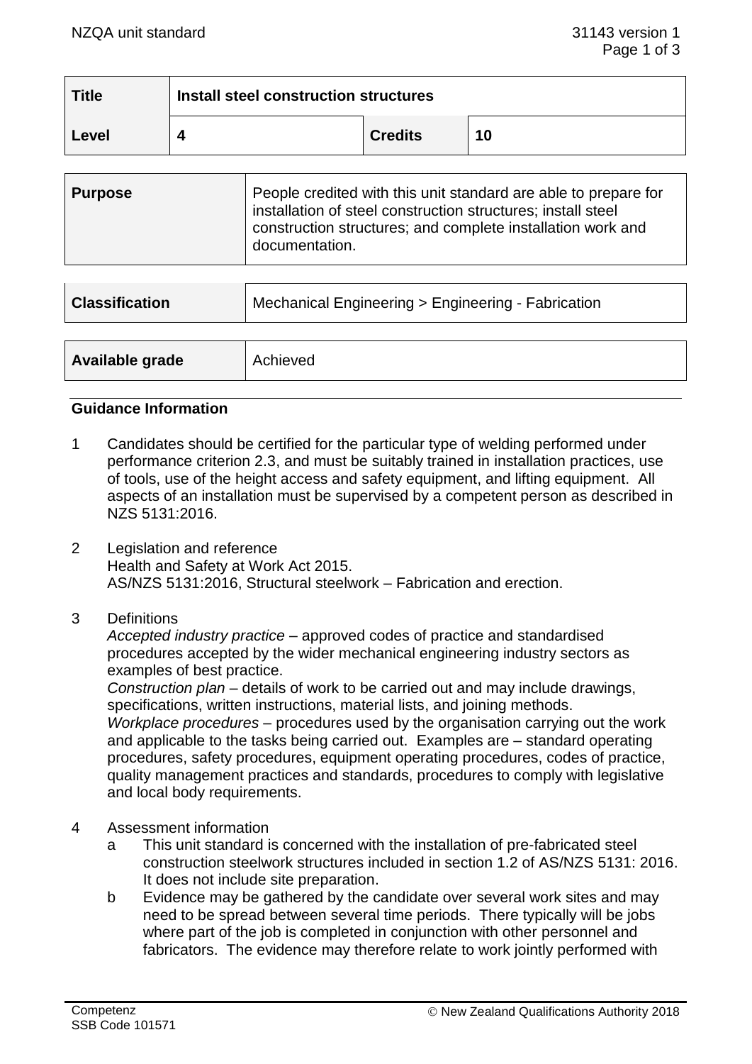| Title | Install steel construction structures | | |
|---|---|---|---|
| Level | 4 | Credits | 10 |

| Purpose | People credited with this unit standard are able to prepare for installation of steel construction structures; install steel construction structures; and complete installation work and documentation. |
|---|---|

| Classification | Mechanical Engineering > Engineering - Fabrication |
|---|---|

| Available grade | Achieved |
|---|---|

## Guidance Information

1. Candidates should be certified for the particular type of welding performed under performance criterion 2.3, and must be suitably trained in installation practices, use of tools, use of the height access and safety equipment, and lifting equipment. All aspects of an installation must be supervised by a competent person as described in NZS 5131:2016.

2. Legislation and reference
   Health and Safety at Work Act 2015.
   AS/NZS 5131:2016, Structural steelwork – Fabrication and erection.

3. Definitions
   *Accepted industry practice* – approved codes of practice and standardised procedures accepted by the wider mechanical engineering industry sectors as examples of best practice.
   *Construction plan* – details of work to be carried out and may include drawings, specifications, written instructions, material lists, and joining methods.
   *Workplace procedures* – procedures used by the organisation carrying out the work and applicable to the tasks being carried out. Examples are – standard operating procedures, safety procedures, equipment operating procedures, codes of practice, quality management practices and standards, procedures to comply with legislative and local body requirements.

4. Assessment information
   a. This unit standard is concerned with the installation of pre-fabricated steel construction steelwork structures included in section 1.2 of AS/NZS 5131: 2016. It does not include site preparation.
   b. Evidence may be gathered by the candidate over several work sites and may need to be spread between several time periods. There typically will be jobs where part of the job is completed in conjunction with other personnel and fabricators. The evidence may therefore relate to work jointly performed with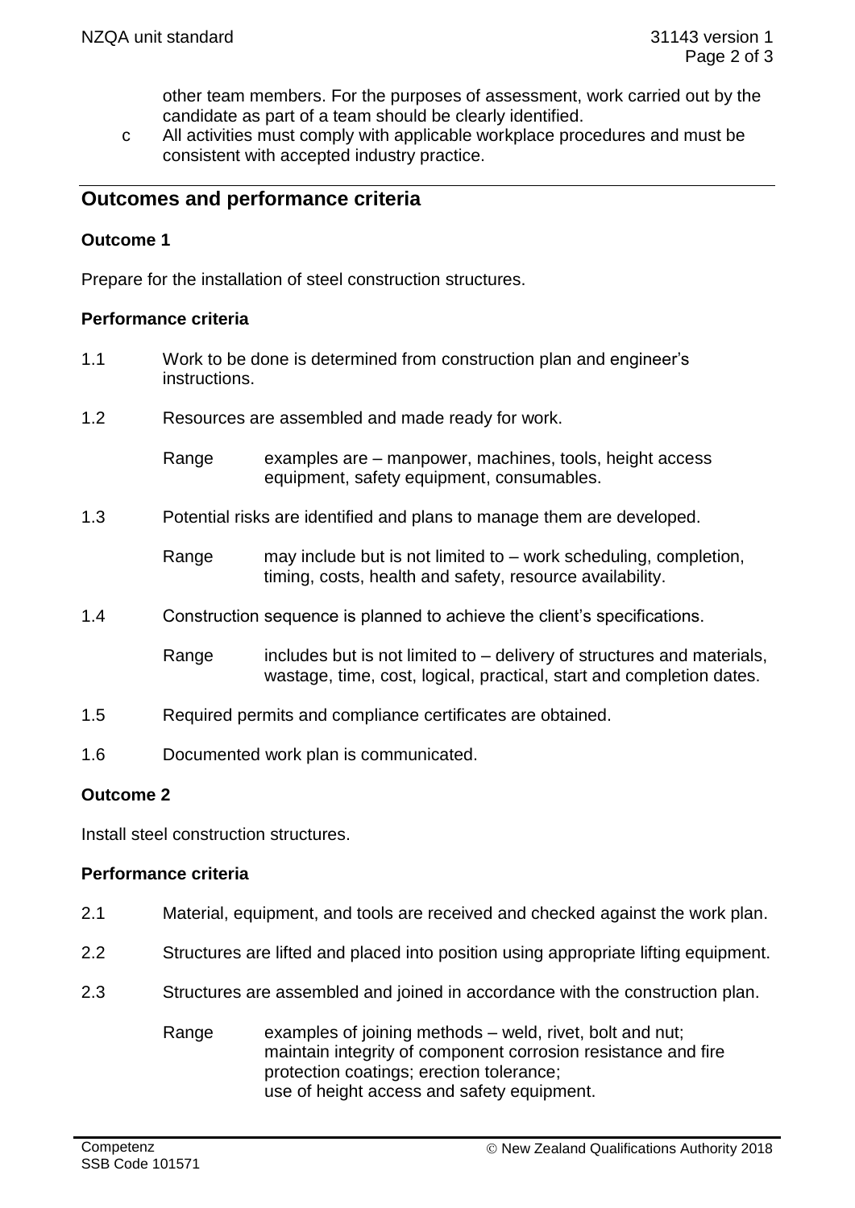other team members. For the purposes of assessment, work carried out by the candidate as part of a team should be clearly identified.

c All activities must comply with applicable workplace procedures and must be consistent with accepted industry practice.

## Outcomes and performance criteria

### Outcome 1

Prepare for the installation of steel construction structures.

#### Performance criteria

1.1 Work to be done is determined from construction plan and engineer's instructions.

1.2 Resources are assembled and made ready for work.

Range examples are – manpower, machines, tools, height access equipment, safety equipment, consumables.

1.3 Potential risks are identified and plans to manage them are developed.

Range may include but is not limited to – work scheduling, completion, timing, costs, health and safety, resource availability.

1.4 Construction sequence is planned to achieve the client's specifications.

Range includes but is not limited to – delivery of structures and materials, wastage, time, cost, logical, practical, start and completion dates.

1.5 Required permits and compliance certificates are obtained.

1.6 Documented work plan is communicated.

### Outcome 2

Install steel construction structures.

#### Performance criteria

2.1 Material, equipment, and tools are received and checked against the work plan.

2.2 Structures are lifted and placed into position using appropriate lifting equipment.

2.3 Structures are assembled and joined in accordance with the construction plan.

Range examples of joining methods – weld, rivet, bolt and nut;
maintain integrity of component corrosion resistance and fire protection coatings; erection tolerance;
use of height access and safety equipment.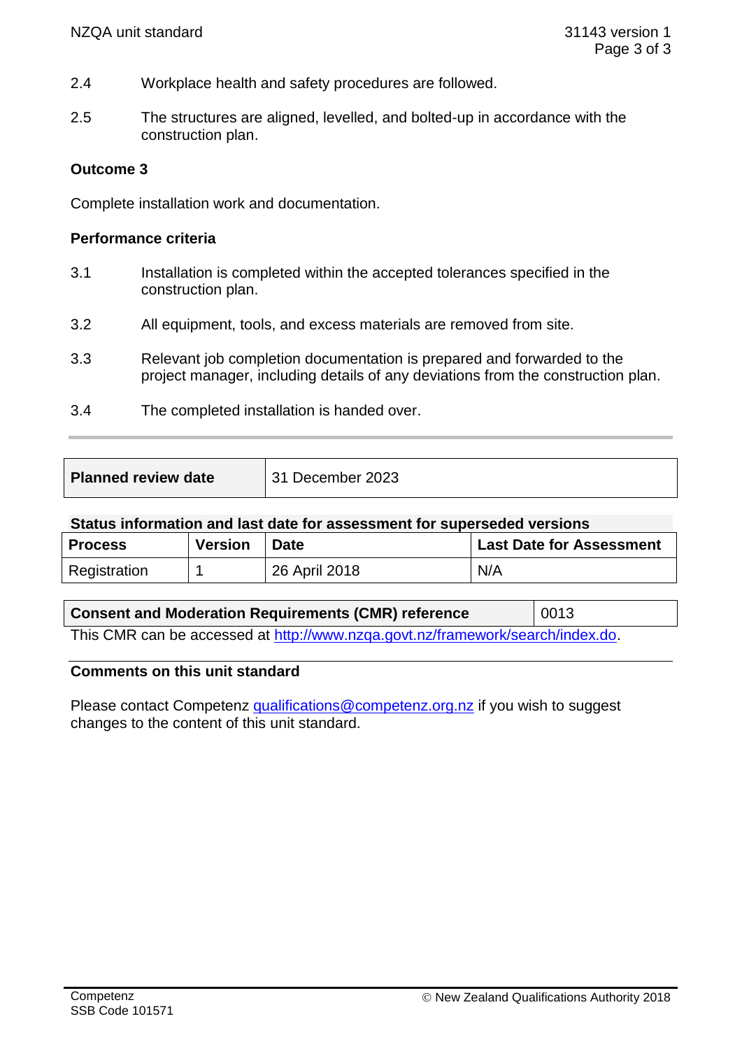2.4 Workplace health and safety procedures are followed.

2.5 The structures are aligned, levelled, and bolted-up in accordance with the construction plan.

**Outcome 3**

Complete installation work and documentation.

**Performance criteria**

3.1 Installation is completed within the accepted tolerances specified in the construction plan.

3.2 All equipment, tools, and excess materials are removed from site.

3.3 Relevant job completion documentation is prepared and forwarded to the project manager, including details of any deviations from the construction plan.

3.4 The completed installation is handed over.

---

| | |
|---|---|
| **Planned review date** | 31 December 2023 |

**Status information and last date for assessment for superseded versions**

| **Process** | **Version** | **Date** | **Last Date for Assessment** |
|---|---|---|---|
| Registration | 1 | 26 April 2018 | N/A |

| | |
|---|---|
| **Consent and Moderation Requirements (CMR) reference** | 0013 |

This CMR can be accessed at http://www.nzqa.govt.nz/framework/search/index.do.

**Comments on this unit standard**

Please contact Competenz qualifications@competenz.org.nz if you wish to suggest changes to the content of this unit standard.